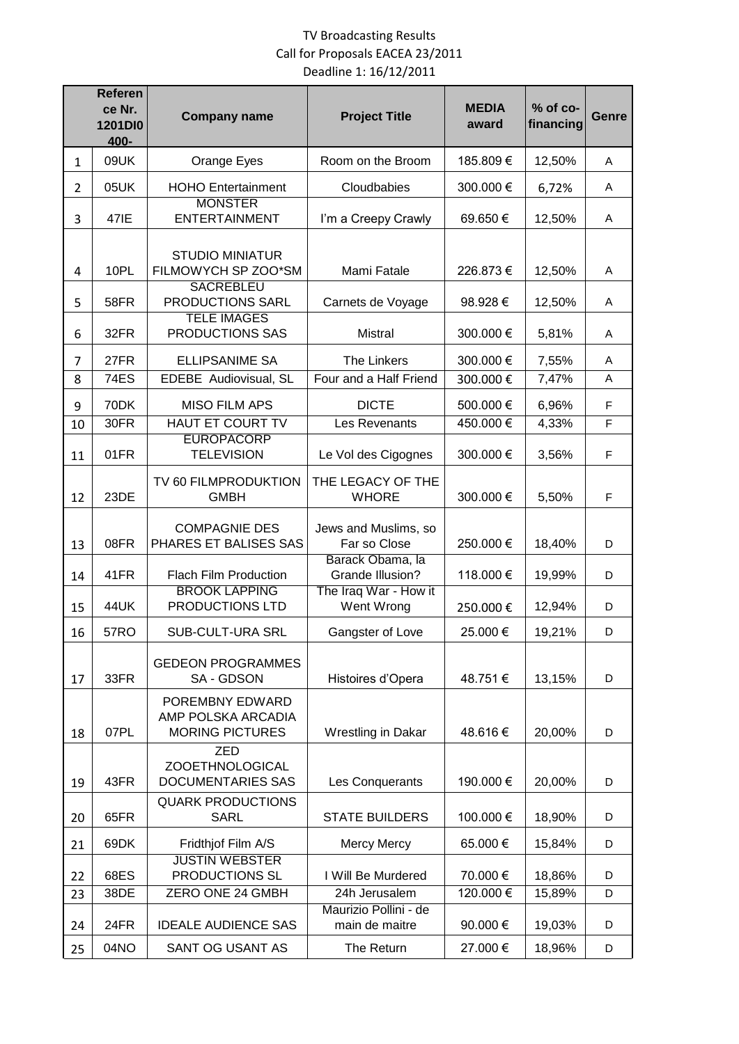TV Broadcasting Results
Call for Proposals EACEA 23/2011
Deadline 1: 16/12/2011

| | Reference Nr. 1201DI0 400- | Company name | Project Title | MEDIA award | % of co-financing | Genre |
|---|---|---|---|---|---|---|
| 1 | 09UK | Orange Eyes | Room on the Broom | 185.809 € | 12,50% | A |
| 2 | 05UK | HOHO Entertainment | Cloudbabies | 300.000 € | 6,72% | A |
| 3 | 47IE | MONSTER ENTERTAINMENT | I'm a Creepy Crawly | 69.650 € | 12,50% | A |
| 4 | 10PL | STUDIO MINIATUR FILMOWYCH SP ZOO*SM | Mami Fatale | 226.873 € | 12,50% | A |
| 5 | 58FR | SACREBLEU PRODUCTIONS SARL | Carnets de Voyage | 98.928 € | 12,50% | A |
| 6 | 32FR | TELE IMAGES PRODUCTIONS SAS | Mistral | 300.000 € | 5,81% | A |
| 7 | 27FR | ELLIPSANIME SA | The Linkers | 300.000 € | 7,55% | A |
| 8 | 74ES | EDEBE Audiovisual, SL | Four and a Half Friend | 300.000 € | 7,47% | A |
| 9 | 70DK | MISO FILM APS | DICTE | 500.000 € | 6,96% | F |
| 10 | 30FR | HAUT ET COURT TV | Les Revenants | 450.000 € | 4,33% | F |
| 11 | 01FR | EUROPACORP TELEVISION | Le Vol des Cigognes | 300.000 € | 3,56% | F |
| 12 | 23DE | TV 60 FILMPRODUKTION GMBH | THE LEGACY OF THE WHORE | 300.000 € | 5,50% | F |
| 13 | 08FR | COMPAGNIE DES PHARES ET BALISES SAS | Jews and Muslims, so Far so Close | 250.000 € | 18,40% | D |
| 14 | 41FR | Flach Film Production | Barack Obama, la Grande Illusion? | 118.000 € | 19,99% | D |
| 15 | 44UK | BROOK LAPPING PRODUCTIONS LTD | The Iraq War - How it Went Wrong | 250.000 € | 12,94% | D |
| 16 | 57RO | SUB-CULT-URA SRL | Gangster of Love | 25.000 € | 19,21% | D |
| 17 | 33FR | GEDEON PROGRAMMES SA - GDSON | Histoires d'Opera | 48.751 € | 13,15% | D |
| 18 | 07PL | POREMBNY EDWARD AMP POLSKA ARCADIA MORING PICTURES | Wrestling in Dakar | 48.616 € | 20,00% | D |
| 19 | 43FR | ZED ZOOETHNOLOGICAL DOCUMENTARIES SAS | Les Conquerants | 190.000 € | 20,00% | D |
| 20 | 65FR | QUARK PRODUCTIONS SARL | STATE BUILDERS | 100.000 € | 18,90% | D |
| 21 | 69DK | Fridthjof Film A/S | Mercy Mercy | 65.000 € | 15,84% | D |
| 22 | 68ES | JUSTIN WEBSTER PRODUCTIONS SL | I Will Be Murdered | 70.000 € | 18,86% | D |
| 23 | 38DE | ZERO ONE 24 GMBH | 24h Jerusalem | 120.000 € | 15,89% | D |
| 24 | 24FR | IDEALE AUDIENCE SAS | Maurizio Pollini - de main de maitre | 90.000 € | 19,03% | D |
| 25 | 04NO | SANT OG USANT AS | The Return | 27.000 € | 18,96% | D |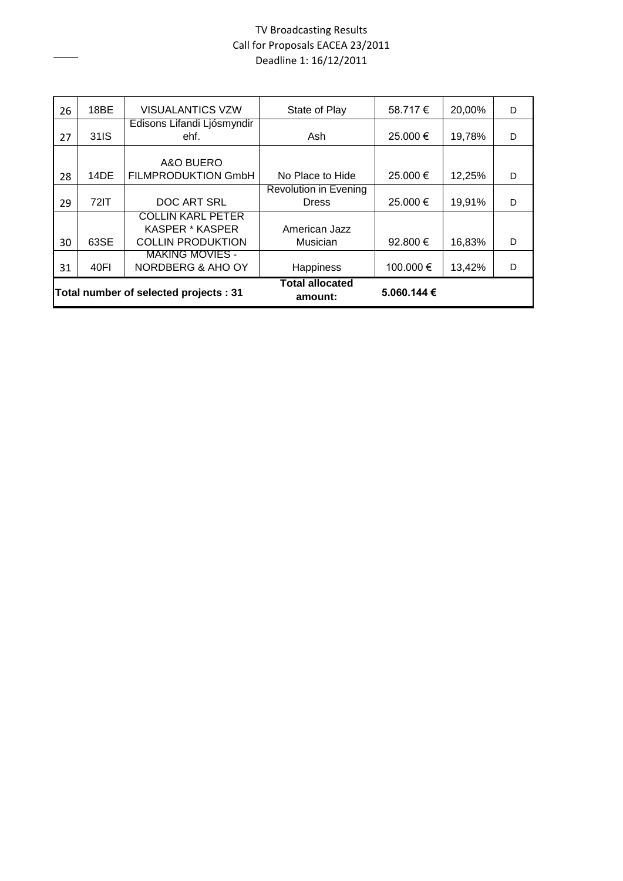TV Broadcasting Results
Call for Proposals EACEA 23/2011
Deadline 1: 16/12/2011

| | | | | | | |
|---|---|---|---|---|---|---|
| 26 | 18BE | VISUALANTICS VZW | State of Play | 58.717 € | 20,00% | D |
| 27 | 31IS | Edisons Lifandi Ljósmyndir ehf. | Ash | 25.000 € | 19,78% | D |
| 28 | 14DE | A&O BUERO FILMPRODUKTION GmbH | No Place to Hide | 25.000 € | 12,25% | D |
| 29 | 72IT | DOC ART SRL | Revolution in Evening Dress | 25.000 € | 19,91% | D |
| 30 | 63SE | COLLIN KARL PETER KASPER * KASPER COLLIN PRODUKTION | American Jazz Musician | 92.800 € | 16,83% | D |
| 31 | 40FI | MAKING MOVIES - NORDBERG & AHO OY | Happiness | 100.000 € | 13,42% | D |
| **Total number of selected projects : 31** | | | **Total allocated amount:** | **5.060.144 €** | | |